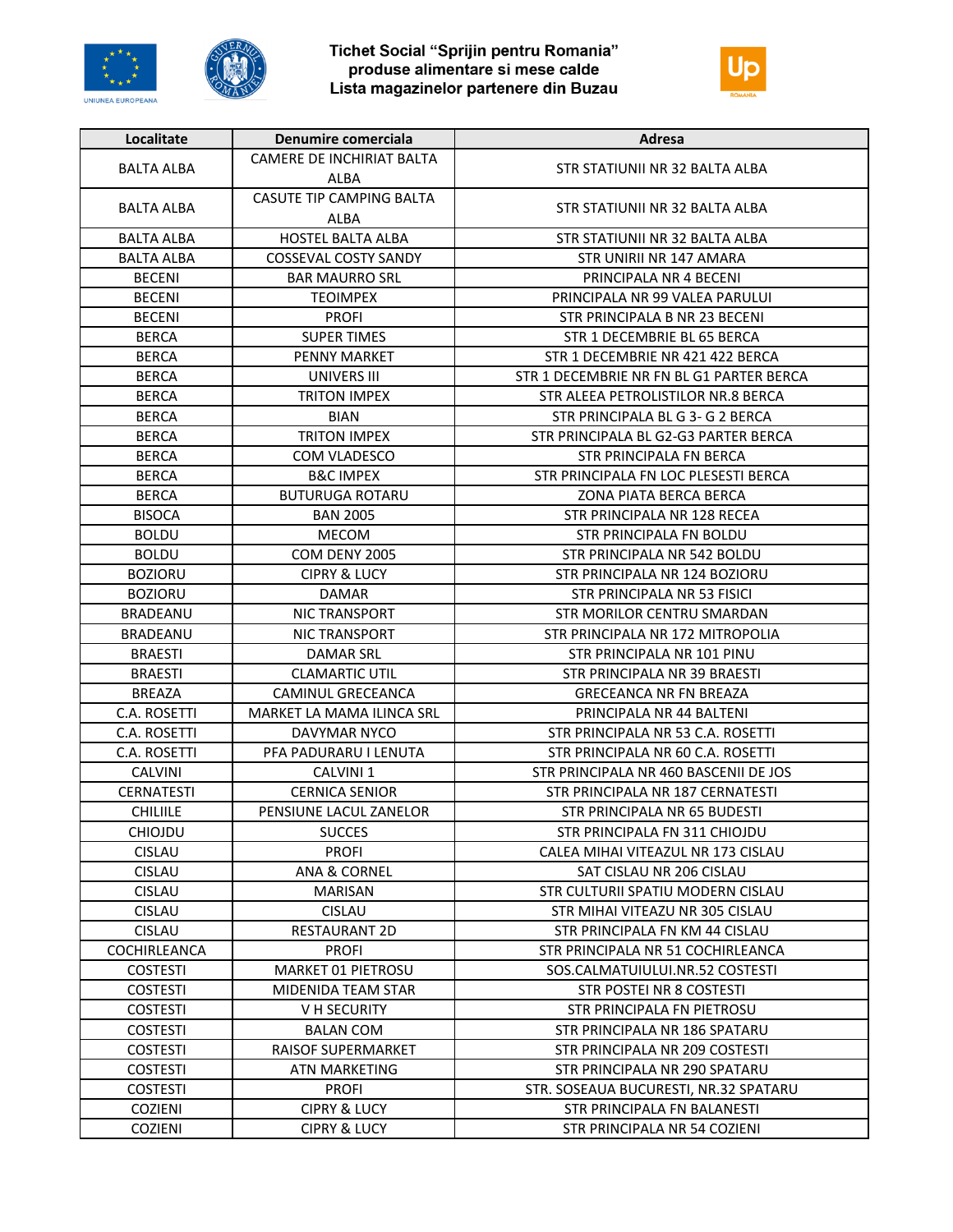# Tichet Social "Sprijin pentru Romania"
## produse alimentare si mese calde
## Lista magazinelor partenere din Buzau

| Localitate | Denumire comerciala | Adresa |
|---|---|---|
| BALTA ALBA | CAMERE DE INCHIRIAT BALTA ALBA | STR STATIUNII NR 32 BALTA ALBA |
| BALTA ALBA | CASUTE TIP CAMPING BALTA ALBA | STR STATIUNII NR 32 BALTA ALBA |
| BALTA ALBA | HOSTEL BALTA ALBA | STR STATIUNII NR 32 BALTA ALBA |
| BALTA ALBA | COSSEVAL COSTY SANDY | STR UNIRII NR 147 AMARA |
| BECENI | BAR MAURRO SRL | PRINCIPALA NR 4 BECENI |
| BECENI | TEOIMPEX | PRINCIPALA NR 99 VALEA PARULUI |
| BECENI | PROFI | STR PRINCIPALA B NR 23 BECENI |
| BERCA | SUPER TIMES | STR 1 DECEMBRIE BL 65 BERCA |
| BERCA | PENNY MARKET | STR 1 DECEMBRIE NR 421 422 BERCA |
| BERCA | UNIVERS III | STR 1 DECEMBRIE NR FN BL G1 PARTER BERCA |
| BERCA | TRITON IMPEX | STR ALEEA PETROLISTILOR NR.8 BERCA |
| BERCA | BIAN | STR PRINCIPALA BL G 3- G 2 BERCA |
| BERCA | TRITON IMPEX | STR PRINCIPALA BL G2-G3 PARTER BERCA |
| BERCA | COM VLADESCO | STR PRINCIPALA FN BERCA |
| BERCA | B&C IMPEX | STR PRINCIPALA FN LOC PLESESTI BERCA |
| BERCA | BUTURUGA ROTARU | ZONA PIATA BERCA BERCA |
| BISOCA | BAN 2005 | STR PRINCIPALA NR 128 RECEA |
| BOLDU | MECOM | STR PRINCIPALA FN BOLDU |
| BOLDU | COM DENY 2005 | STR PRINCIPALA NR 542 BOLDU |
| BOZIORU | CIPRY & LUCY | STR PRINCIPALA NR 124 BOZIORU |
| BOZIORU | DAMAR | STR PRINCIPALA NR 53 FISICI |
| BRADEANU | NIC TRANSPORT | STR MORILOR CENTRU SMARDAN |
| BRADEANU | NIC TRANSPORT | STR PRINCIPALA NR 172 MITROPOLIA |
| BRAESTI | DAMAR SRL | STR PRINCIPALA NR 101 PINU |
| BRAESTI | CLAMARTIC UTIL | STR PRINCIPALA NR 39 BRAESTI |
| BREAZA | CAMINUL GRECEANCA | GRECEANCA NR FN BREAZA |
| C.A. ROSETTI | MARKET LA MAMA ILINCA SRL | PRINCIPALA NR 44 BALTENI |
| C.A. ROSETTI | DAVYMAR NYCO | STR PRINCIPALA NR 53 C.A. ROSETTI |
| C.A. ROSETTI | PFA PADURARU I LENUTA | STR PRINCIPALA NR 60 C.A. ROSETTI |
| CALVINI | CALVINI 1 | STR PRINCIPALA NR 460 BASCENII DE JOS |
| CERNATESTI | CERNICA SENIOR | STR PRINCIPALA NR 187 CERNATESTI |
| CHILIILE | PENSIUNE LACUL ZANELOR | STR PRINCIPALA NR 65 BUDESTI |
| CHIOJDU | SUCCES | STR PRINCIPALA FN 311 CHIOJDU |
| CISLAU | PROFI | CALEA MIHAI VITEAZUL NR 173 CISLAU |
| CISLAU | ANA & CORNEL | SAT CISLAU NR 206 CISLAU |
| CISLAU | MARISAN | STR CULTURII SPATIU MODERN CISLAU |
| CISLAU | CISLAU | STR MIHAI VITEAZU NR 305 CISLAU |
| CISLAU | RESTAURANT 2D | STR PRINCIPALA FN KM 44 CISLAU |
| COCHIRLEANCA | PROFI | STR PRINCIPALA NR 51 COCHIRLEANCA |
| COSTESTI | MARKET 01 PIETROSU | SOS.CALMATUIULUI.NR.52 COSTESTI |
| COSTESTI | MIDENIDA TEAM STAR | STR POSTEI NR 8 COSTESTI |
| COSTESTI | V H SECURITY | STR PRINCIPALA FN PIETROSU |
| COSTESTI | BALAN COM | STR PRINCIPALA NR 186 SPATARU |
| COSTESTI | RAISOF SUPERMARKET | STR PRINCIPALA NR 209 COSTESTI |
| COSTESTI | ATN MARKETING | STR PRINCIPALA NR 290 SPATARU |
| COSTESTI | PROFI | STR. SOSEAUA BUCURESTI, NR.32 SPATARU |
| COZIENI | CIPRY & LUCY | STR PRINCIPALA FN BALANESTI |
| COZIENI | CIPRY & LUCY | STR PRINCIPALA NR 54 COZIENI |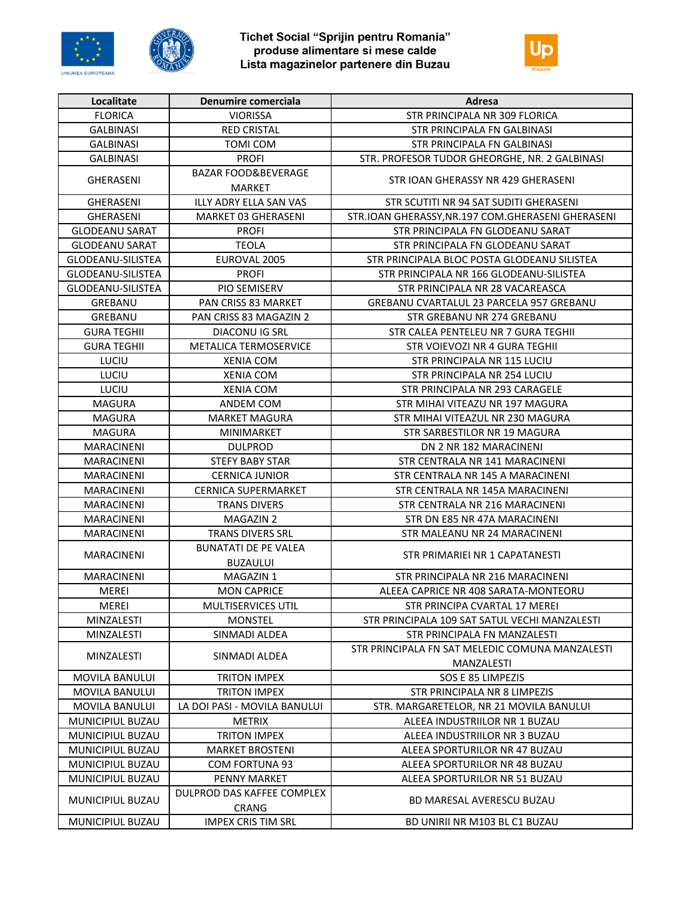# Tichet Social "Sprijin pentru Romania" produse alimentare si mese calde Lista magazinelor partenere din Buzau

| Localitate | Denumire comerciala | Adresa |
|---|---|---|
| FLORICA | VIORISSA | STR PRINCIPALA NR 309 FLORICA |
| GALBINASI | RED CRISTAL | STR PRINCIPALA FN GALBINASI |
| GALBINASI | TOMI COM | STR PRINCIPALA FN GALBINASI |
| GALBINASI | PROFI | STR. PROFESOR TUDOR GHEORGHE, NR. 2 GALBINASI |
| GHERASENI | BAZAR FOOD&BEVERAGE MARKET | STR IOAN GHERASSY NR 429 GHERASENI |
| GHERASENI | ILLY ADRY ELLA SAN VAS | STR SCUTITI NR 94 SAT SUDITI GHERASENI |
| GHERASENI | MARKET 03 GHERASENI | STR.IOAN GHERASSY,NR.197 COM.GHERASENI GHERASENI |
| GLODEANU SARAT | PROFI | STR PRINCIPALA FN GLODEANU SARAT |
| GLODEANU SARAT | TEOLA | STR PRINCIPALA FN GLODEANU SARAT |
| GLODEANU-SILISTEA | EUROVAL 2005 | STR PRINCIPALA BLOC POSTA GLODEANU SILISTEA |
| GLODEANU-SILISTEA | PROFI | STR PRINCIPALA NR 166 GLODEANU-SILISTEA |
| GLODEANU-SILISTEA | PIO SEMISERV | STR PRINCIPALA NR 28 VACAREASCA |
| GREBANU | PAN CRISS 83 MARKET | GREBANU CVARTALUL 23 PARCELA 957 GREBANU |
| GREBANU | PAN CRISS 83 MAGAZIN 2 | STR GREBANU NR 274 GREBANU |
| GURA TEGHII | DIACONU IG SRL | STR CALEA PENTELEU NR 7 GURA TEGHII |
| GURA TEGHII | METALICA TERMOSERVICE | STR VOIEVOZI NR 4 GURA TEGHII |
| LUCIU | XENIA COM | STR PRINCIPALA NR 115 LUCIU |
| LUCIU | XENIA COM | STR PRINCIPALA NR 254 LUCIU |
| LUCIU | XENIA COM | STR PRINCIPALA NR 293 CARAGELE |
| MAGURA | ANDEM COM | STR MIHAI VITEAZU NR 197 MAGURA |
| MAGURA | MARKET MAGURA | STR MIHAI VITEAZUL NR 230 MAGURA |
| MAGURA | MINIMARKET | STR SARBESTILOR NR 19 MAGURA |
| MARACINENI | DULPROD | DN 2 NR 182 MARACINENI |
| MARACINENI | STEFY BABY STAR | STR CENTRALA NR 141 MARACINENI |
| MARACINENI | CERNICA JUNIOR | STR CENTRALA NR 145 A MARACINENI |
| MARACINENI | CERNICA SUPERMARKET | STR CENTRALA NR 145A MARACINENI |
| MARACINENI | TRANS DIVERS | STR CENTRALA NR 216 MARACINENI |
| MARACINENI | MAGAZIN 2 | STR DN E85 NR 47A MARACINENI |
| MARACINENI | TRANS DIVERS SRL | STR MALEANU NR 24 MARACINENI |
| MARACINENI | BUNATATI DE PE VALEA BUZAULUI | STR PRIMARIEI NR 1 CAPATANESTI |
| MARACINENI | MAGAZIN 1 | STR PRINCIPALA NR 216 MARACINENI |
| MEREI | MON CAPRICE | ALEEA CAPRICE NR 408 SARATA-MONTEORU |
| MEREI | MULTISERVICES UTIL | STR PRINCIPA CVARTAL 17 MEREI |
| MINZALESTI | MONSTEL | STR PRINCIPALA 109 SAT SATUL VECHI MANZALESTI |
| MINZALESTI | SINMADI ALDEA | STR PRINCIPALA FN MANZALESTI |
| MINZALESTI | SINMADI ALDEA | STR PRINCIPALA FN SAT MELEDIC COMUNA MANZALESTI MANZALESTI |
| MOVILA BANULUI | TRITON IMPEX | SOS E 85 LIMPEZIS |
| MOVILA BANULUI | TRITON IMPEX | STR PRINCIPALA NR 8 LIMPEZIS |
| MOVILA BANULUI | LA DOI PASI - MOVILA BANULUI | STR. MARGARETELOR, NR 21 MOVILA BANULUI |
| MUNICIPIUL BUZAU | METRIX | ALEEA INDUSTRIILOR NR 1 BUZAU |
| MUNICIPIUL BUZAU | TRITON IMPEX | ALEEA INDUSTRIILOR NR 3 BUZAU |
| MUNICIPIUL BUZAU | MARKET BROSTENI | ALEEA SPORTURILOR NR 47 BUZAU |
| MUNICIPIUL BUZAU | COM FORTUNA 93 | ALEEA SPORTURILOR NR 48 BUZAU |
| MUNICIPIUL BUZAU | PENNY MARKET | ALEEA SPORTURILOR NR 51 BUZAU |
| MUNICIPIUL BUZAU | DULPROD DAS KAFFEE COMPLEX CRANG | BD MARESAL AVERESCU BUZAU |
| MUNICIPIUL BUZAU | IMPEX CRIS TIM SRL | BD UNIRII NR M103 BL C1 BUZAU |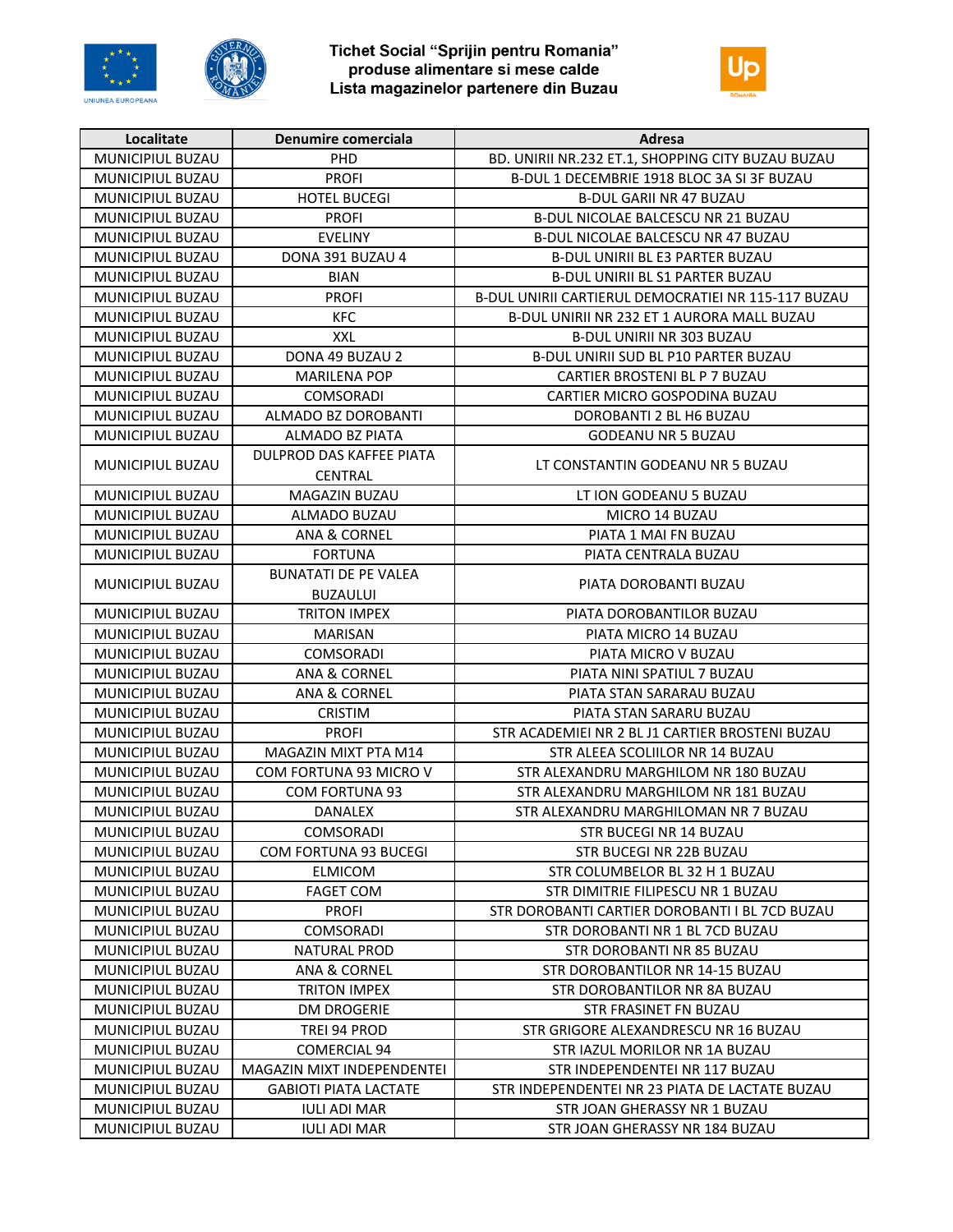**Tichet Social "Sprijin pentru Romania"**
**produse alimentare si mese calde**
**Lista magazinelor partenere din Buzau**

| Localitate | Denumire comerciala | Adresa |
|---|---|---|
| MUNICIPIUL BUZAU | PHD | BD. UNIRII NR.232 ET.1, SHOPPING CITY BUZAU BUZAU |
| MUNICIPIUL BUZAU | PROFI | B-DUL 1 DECEMBRIE 1918 BLOC 3A SI 3F BUZAU |
| MUNICIPIUL BUZAU | HOTEL BUCEGI | B-DUL GARII NR 47 BUZAU |
| MUNICIPIUL BUZAU | PROFI | B-DUL NICOLAE BALCESCU NR 21 BUZAU |
| MUNICIPIUL BUZAU | EVELINY | B-DUL NICOLAE BALCESCU NR 47 BUZAU |
| MUNICIPIUL BUZAU | DONA 391 BUZAU 4 | B-DUL UNIRII BL E3 PARTER BUZAU |
| MUNICIPIUL BUZAU | BIAN | B-DUL UNIRII BL S1 PARTER BUZAU |
| MUNICIPIUL BUZAU | PROFI | B-DUL UNIRII CARTIERUL DEMOCRATIEI NR 115-117 BUZAU |
| MUNICIPIUL BUZAU | KFC | B-DUL UNIRII NR 232 ET 1 AURORA MALL BUZAU |
| MUNICIPIUL BUZAU | XXL | B-DUL UNIRII NR 303 BUZAU |
| MUNICIPIUL BUZAU | DONA 49 BUZAU 2 | B-DUL UNIRII SUD BL P10 PARTER BUZAU |
| MUNICIPIUL BUZAU | MARILENA POP | CARTIER BROSTENI BL P 7 BUZAU |
| MUNICIPIUL BUZAU | COMSORADI | CARTIER MICRO GOSPODINA BUZAU |
| MUNICIPIUL BUZAU | ALMADO BZ DOROBANTI | DOROBANTI 2 BL H6 BUZAU |
| MUNICIPIUL BUZAU | ALMADO BZ PIATA | GODEANU NR 5 BUZAU |
| MUNICIPIUL BUZAU | DULPROD DAS KAFFEE PIATA CENTRAL | LT CONSTANTIN GODEANU NR 5 BUZAU |
| MUNICIPIUL BUZAU | MAGAZIN BUZAU | LT ION GODEANU 5 BUZAU |
| MUNICIPIUL BUZAU | ALMADO BUZAU | MICRO 14 BUZAU |
| MUNICIPIUL BUZAU | ANA & CORNEL | PIATA 1 MAI FN BUZAU |
| MUNICIPIUL BUZAU | FORTUNA | PIATA CENTRALA BUZAU |
| MUNICIPIUL BUZAU | BUNATATI DE PE VALEA BUZAULUI | PIATA DOROBANTI BUZAU |
| MUNICIPIUL BUZAU | TRITON IMPEX | PIATA DOROBANTILOR BUZAU |
| MUNICIPIUL BUZAU | MARISAN | PIATA MICRO 14 BUZAU |
| MUNICIPIUL BUZAU | COMSORADI | PIATA MICRO V BUZAU |
| MUNICIPIUL BUZAU | ANA & CORNEL | PIATA NINI SPATIUL 7 BUZAU |
| MUNICIPIUL BUZAU | ANA & CORNEL | PIATA STAN SARARAU BUZAU |
| MUNICIPIUL BUZAU | CRISTIM | PIATA STAN SARARU BUZAU |
| MUNICIPIUL BUZAU | PROFI | STR ACADEMIEI NR 2 BL J1 CARTIER BROSTENI BUZAU |
| MUNICIPIUL BUZAU | MAGAZIN MIXT PTA M14 | STR ALEEA SCOLIILOR NR 14 BUZAU |
| MUNICIPIUL BUZAU | COM FORTUNA 93 MICRO V | STR ALEXANDRU MARGHILOM NR 180 BUZAU |
| MUNICIPIUL BUZAU | COM FORTUNA 93 | STR ALEXANDRU MARGHILOM NR 181 BUZAU |
| MUNICIPIUL BUZAU | DANALEX | STR ALEXANDRU MARGHILOMAN NR 7 BUZAU |
| MUNICIPIUL BUZAU | COMSORADI | STR BUCEGI NR 14 BUZAU |
| MUNICIPIUL BUZAU | COM FORTUNA 93 BUCEGI | STR BUCEGI NR 22B BUZAU |
| MUNICIPIUL BUZAU | ELMICOM | STR COLUMBELOR BL 32 H 1 BUZAU |
| MUNICIPIUL BUZAU | FAGET COM | STR DIMITRIE FILIPESCU NR 1 BUZAU |
| MUNICIPIUL BUZAU | PROFI | STR DOROBANTI CARTIER DOROBANTI I BL 7CD BUZAU |
| MUNICIPIUL BUZAU | COMSORADI | STR DOROBANTI NR 1 BL 7CD BUZAU |
| MUNICIPIUL BUZAU | NATURAL PROD | STR DOROBANTI NR 85 BUZAU |
| MUNICIPIUL BUZAU | ANA & CORNEL | STR DOROBANTILOR NR 14-15 BUZAU |
| MUNICIPIUL BUZAU | TRITON IMPEX | STR DOROBANTILOR NR 8A BUZAU |
| MUNICIPIUL BUZAU | DM DROGERIE | STR FRASINET FN BUZAU |
| MUNICIPIUL BUZAU | TREI 94 PROD | STR GRIGORE ALEXANDRESCU NR 16 BUZAU |
| MUNICIPIUL BUZAU | COMERCIAL 94 | STR IAZUL MORILOR NR 1A BUZAU |
| MUNICIPIUL BUZAU | MAGAZIN MIXT INDEPENDENTEI | STR INDEPENDENTEI NR 117 BUZAU |
| MUNICIPIUL BUZAU | GABIOTI PIATA LACTATE | STR INDEPENDENTEI NR 23 PIATA DE LACTATE BUZAU |
| MUNICIPIUL BUZAU | IULI ADI MAR | STR JOAN GHERASSY NR 1 BUZAU |
| MUNICIPIUL BUZAU | IULI ADI MAR | STR JOAN GHERASSY NR 184 BUZAU |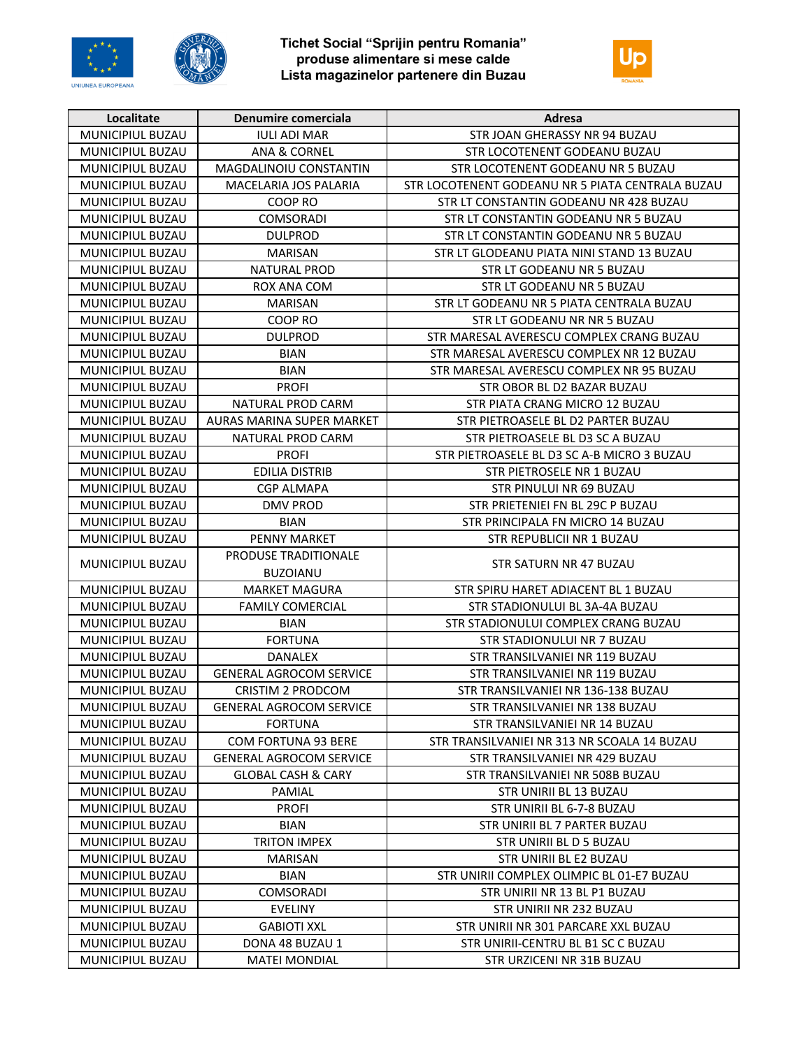# Tichet Social "Sprijin pentru Romania"
## produse alimentare si mese calde
## Lista magazinelor partenere din Buzau

| Localitate | Denumire comerciala | Adresa |
|---|---|---|
| MUNICIPIUL BUZAU | IULI ADI MAR | STR JOAN GHERASSY NR 94 BUZAU |
| MUNICIPIUL BUZAU | ANA & CORNEL | STR LOCOTENENT GODEANU BUZAU |
| MUNICIPIUL BUZAU | MAGDALINOIU CONSTANTIN | STR LOCOTENENT GODEANU NR 5 BUZAU |
| MUNICIPIUL BUZAU | MACELARIA JOS PALARIA | STR LOCOTENENT GODEANU NR 5 PIATA CENTRALA BUZAU |
| MUNICIPIUL BUZAU | COOP RO | STR LT CONSTANTIN GODEANU NR 428 BUZAU |
| MUNICIPIUL BUZAU | COMSORADI | STR LT CONSTANTIN GODEANU NR 5 BUZAU |
| MUNICIPIUL BUZAU | DULPROD | STR LT CONSTANTIN GODEANU NR 5 BUZAU |
| MUNICIPIUL BUZAU | MARISAN | STR LT GLODEANU PIATA NINI STAND 13 BUZAU |
| MUNICIPIUL BUZAU | NATURAL PROD | STR LT GODEANU NR 5 BUZAU |
| MUNICIPIUL BUZAU | ROX ANA COM | STR LT GODEANU NR 5 BUZAU |
| MUNICIPIUL BUZAU | MARISAN | STR LT GODEANU NR 5 PIATA CENTRALA BUZAU |
| MUNICIPIUL BUZAU | COOP RO | STR LT GODEANU NR NR 5 BUZAU |
| MUNICIPIUL BUZAU | DULPROD | STR MARESAL AVERESCU COMPLEX CRANG BUZAU |
| MUNICIPIUL BUZAU | BIAN | STR MARESAL AVERESCU COMPLEX NR 12 BUZAU |
| MUNICIPIUL BUZAU | BIAN | STR MARESAL AVERESCU COMPLEX NR 95 BUZAU |
| MUNICIPIUL BUZAU | PROFI | STR OBOR BL D2 BAZAR BUZAU |
| MUNICIPIUL BUZAU | NATURAL PROD CARM | STR PIATA CRANG MICRO 12 BUZAU |
| MUNICIPIUL BUZAU | AURAS MARINA SUPER MARKET | STR PIETROASELE BL D2 PARTER BUZAU |
| MUNICIPIUL BUZAU | NATURAL PROD CARM | STR PIETROASELE BL D3 SC A BUZAU |
| MUNICIPIUL BUZAU | PROFI | STR PIETROASELE BL D3 SC A-B MICRO 3 BUZAU |
| MUNICIPIUL BUZAU | EDILIA DISTRIB | STR PIETROSELE NR 1 BUZAU |
| MUNICIPIUL BUZAU | CGP ALMAPA | STR PINULUI NR 69 BUZAU |
| MUNICIPIUL BUZAU | DMV PROD | STR PRIETENIEI FN BL 29C P BUZAU |
| MUNICIPIUL BUZAU | BIAN | STR PRINCIPALA FN MICRO 14 BUZAU |
| MUNICIPIUL BUZAU | PENNY MARKET | STR REPUBLICII NR 1 BUZAU |
| MUNICIPIUL BUZAU | PRODUSE TRADITIONALE BUZOIANU | STR SATURN NR 47 BUZAU |
| MUNICIPIUL BUZAU | MARKET MAGURA | STR SPIRU HARET ADIACENT BL 1 BUZAU |
| MUNICIPIUL BUZAU | FAMILY COMERCIAL | STR STADIONULUI BL 3A-4A BUZAU |
| MUNICIPIUL BUZAU | BIAN | STR STADIONULUI COMPLEX CRANG BUZAU |
| MUNICIPIUL BUZAU | FORTUNA | STR STADIONULUI NR 7 BUZAU |
| MUNICIPIUL BUZAU | DANALEX | STR TRANSILVANIEI NR 119 BUZAU |
| MUNICIPIUL BUZAU | GENERAL AGROCOM SERVICE | STR TRANSILVANIEI NR 119 BUZAU |
| MUNICIPIUL BUZAU | CRISTIM 2 PRODCOM | STR TRANSILVANIEI NR 136-138 BUZAU |
| MUNICIPIUL BUZAU | GENERAL AGROCOM SERVICE | STR TRANSILVANIEI NR 138 BUZAU |
| MUNICIPIUL BUZAU | FORTUNA | STR TRANSILVANIEI NR 14 BUZAU |
| MUNICIPIUL BUZAU | COM FORTUNA 93 BERE | STR TRANSILVANIEI NR 313 NR SCOALA 14 BUZAU |
| MUNICIPIUL BUZAU | GENERAL AGROCOM SERVICE | STR TRANSILVANIEI NR 429 BUZAU |
| MUNICIPIUL BUZAU | GLOBAL CASH & CARY | STR TRANSILVANIEI NR 508B BUZAU |
| MUNICIPIUL BUZAU | PAMIAL | STR UNIRII BL 13 BUZAU |
| MUNICIPIUL BUZAU | PROFI | STR UNIRII BL 6-7-8 BUZAU |
| MUNICIPIUL BUZAU | BIAN | STR UNIRII BL 7 PARTER BUZAU |
| MUNICIPIUL BUZAU | TRITON IMPEX | STR UNIRII BL D 5 BUZAU |
| MUNICIPIUL BUZAU | MARISAN | STR UNIRII BL E2 BUZAU |
| MUNICIPIUL BUZAU | BIAN | STR UNIRII COMPLEX OLIMPIC BL 01-E7 BUZAU |
| MUNICIPIUL BUZAU | COMSORADI | STR UNIRII NR 13 BL P1 BUZAU |
| MUNICIPIUL BUZAU | EVELINY | STR UNIRII NR 232 BUZAU |
| MUNICIPIUL BUZAU | GABIOTI XXL | STR UNIRII NR 301 PARCARE XXL BUZAU |
| MUNICIPIUL BUZAU | DONA 48 BUZAU 1 | STR UNIRII-CENTRU BL B1 SC C BUZAU |
| MUNICIPIUL BUZAU | MATEI MONDIAL | STR URZICENI NR 31B BUZAU |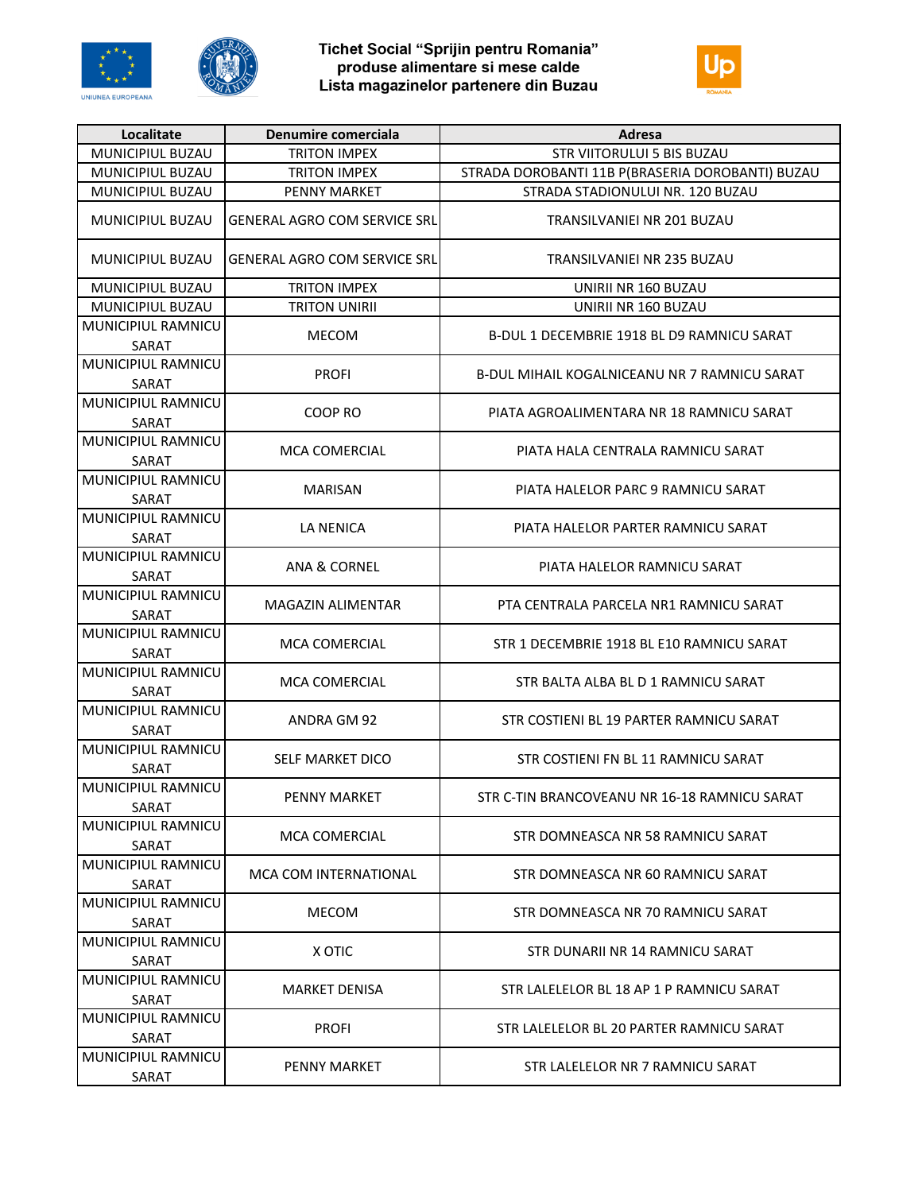# Tichet Social "Sprijin pentru Romania"
## produse alimentare si mese calde
## Lista magazinelor partenere din Buzau

| Localitate | Denumire comerciala | Adresa |
|---|---|---|
| MUNICIPIUL BUZAU | TRITON IMPEX | STR VIITORULUI 5 BIS BUZAU |
| MUNICIPIUL BUZAU | TRITON IMPEX | STRADA DOROBANTI 11B P(BRASERIA DOROBANTI) BUZAU |
| MUNICIPIUL BUZAU | PENNY MARKET | STRADA STADIONULUI NR. 120 BUZAU |
| MUNICIPIUL BUZAU | GENERAL AGRO COM SERVICE SRL | TRANSILVANIEI NR 201 BUZAU |
| MUNICIPIUL BUZAU | GENERAL AGRO COM SERVICE SRL | TRANSILVANIEI NR 235 BUZAU |
| MUNICIPIUL BUZAU | TRITON IMPEX | UNIRII NR 160 BUZAU |
| MUNICIPIUL BUZAU | TRITON UNIRII | UNIRII NR 160 BUZAU |
| MUNICIPIUL RAMNICU SARAT | MECOM | B-DUL 1 DECEMBRIE 1918 BL D9 RAMNICU SARAT |
| MUNICIPIUL RAMNICU SARAT | PROFI | B-DUL MIHAIL KOGALNICEANU NR 7 RAMNICU SARAT |
| MUNICIPIUL RAMNICU SARAT | COOP RO | PIATA AGROALIMENTARA NR 18 RAMNICU SARAT |
| MUNICIPIUL RAMNICU SARAT | MCA COMERCIAL | PIATA HALA CENTRALA RAMNICU SARAT |
| MUNICIPIUL RAMNICU SARAT | MARISAN | PIATA HALELOR PARC 9 RAMNICU SARAT |
| MUNICIPIUL RAMNICU SARAT | LA NENICA | PIATA HALELOR PARTER RAMNICU SARAT |
| MUNICIPIUL RAMNICU SARAT | ANA & CORNEL | PIATA HALELOR RAMNICU SARAT |
| MUNICIPIUL RAMNICU SARAT | MAGAZIN ALIMENTAR | PTA CENTRALA PARCELA NR1 RAMNICU SARAT |
| MUNICIPIUL RAMNICU SARAT | MCA COMERCIAL | STR 1 DECEMBRIE 1918 BL E10 RAMNICU SARAT |
| MUNICIPIUL RAMNICU SARAT | MCA COMERCIAL | STR BALTA ALBA BL D 1 RAMNICU SARAT |
| MUNICIPIUL RAMNICU SARAT | ANDRA GM 92 | STR COSTIENI BL 19 PARTER RAMNICU SARAT |
| MUNICIPIUL RAMNICU SARAT | SELF MARKET DICO | STR COSTIENI FN BL 11 RAMNICU SARAT |
| MUNICIPIUL RAMNICU SARAT | PENNY MARKET | STR C-TIN BRANCOVEANU NR 16-18 RAMNICU SARAT |
| MUNICIPIUL RAMNICU SARAT | MCA COMERCIAL | STR DOMNEASCA NR 58 RAMNICU SARAT |
| MUNICIPIUL RAMNICU SARAT | MCA COM INTERNATIONAL | STR DOMNEASCA NR 60 RAMNICU SARAT |
| MUNICIPIUL RAMNICU SARAT | MECOM | STR DOMNEASCA NR 70 RAMNICU SARAT |
| MUNICIPIUL RAMNICU SARAT | X OTIC | STR DUNARII NR 14 RAMNICU SARAT |
| MUNICIPIUL RAMNICU SARAT | MARKET DENISA | STR LALELELOR BL 18 AP 1 P RAMNICU SARAT |
| MUNICIPIUL RAMNICU SARAT | PROFI | STR LALELELOR BL 20 PARTER RAMNICU SARAT |
| MUNICIPIUL RAMNICU SARAT | PENNY MARKET | STR LALELELOR NR 7 RAMNICU SARAT |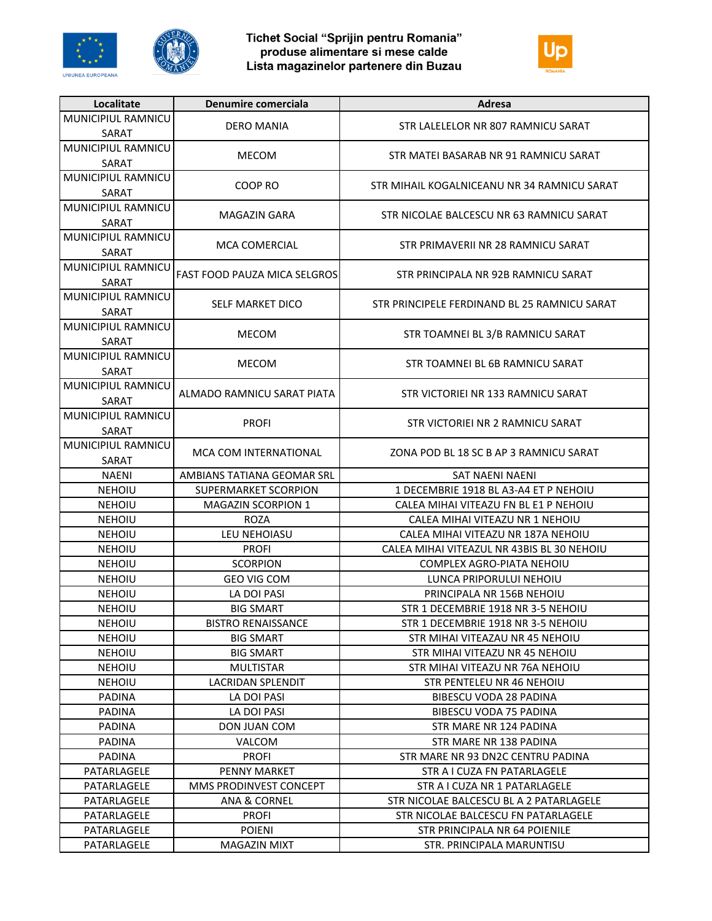**Tichet Social "Sprijin pentru Romania"**
**produse alimentare si mese calde**
**Lista magazinelor partenere din Buzau**

| Localitate | Denumire comerciala | Adresa |
|---|---|---|
| MUNICIPIUL RAMNICU SARAT | DERO MANIA | STR LALELELOR NR 807 RAMNICU SARAT |
| MUNICIPIUL RAMNICU SARAT | MECOM | STR MATEI BASARAB NR 91 RAMNICU SARAT |
| MUNICIPIUL RAMNICU SARAT | COOP RO | STR MIHAIL KOGALNICEANU NR 34 RAMNICU SARAT |
| MUNICIPIUL RAMNICU SARAT | MAGAZIN GARA | STR NICOLAE BALCESCU NR 63 RAMNICU SARAT |
| MUNICIPIUL RAMNICU SARAT | MCA COMERCIAL | STR PRIMAVERII NR 28 RAMNICU SARAT |
| MUNICIPIUL RAMNICU SARAT | FAST FOOD PAUZA MICA SELGROS | STR PRINCIPALA NR 92B RAMNICU SARAT |
| MUNICIPIUL RAMNICU SARAT | SELF MARKET DICO | STR PRINCIPELE FERDINAND BL 25 RAMNICU SARAT |
| MUNICIPIUL RAMNICU SARAT | MECOM | STR TOAMNEI BL 3/B RAMNICU SARAT |
| MUNICIPIUL RAMNICU SARAT | MECOM | STR TOAMNEI BL 6B RAMNICU SARAT |
| MUNICIPIUL RAMNICU SARAT | ALMADO RAMNICU SARAT PIATA | STR VICTORIEI NR 133 RAMNICU SARAT |
| MUNICIPIUL RAMNICU SARAT | PROFI | STR VICTORIEI NR 2 RAMNICU SARAT |
| MUNICIPIUL RAMNICU SARAT | MCA COM INTERNATIONAL | ZONA POD BL 18 SC B AP 3 RAMNICU SARAT |
| NAENI | AMBIANS TATIANA GEOMAR SRL | SAT NAENI NAENI |
| NEHOIU | SUPERMARKET SCORPION | 1 DECEMBRIE 1918 BL A3-A4 ET P NEHOIU |
| NEHOIU | MAGAZIN SCORPION 1 | CALEA MIHAI VITEAZU FN BL E1 P NEHOIU |
| NEHOIU | ROZA | CALEA MIHAI VITEAZU NR 1 NEHOIU |
| NEHOIU | LEU NEHOIASU | CALEA MIHAI VITEAZU NR 187A NEHOIU |
| NEHOIU | PROFI | CALEA MIHAI VITEAZUL NR 43BIS BL 30 NEHOIU |
| NEHOIU | SCORPION | COMPLEX AGRO-PIATA NEHOIU |
| NEHOIU | GEO VIG COM | LUNCA PRIPORULUI NEHOIU |
| NEHOIU | LA DOI PASI | PRINCIPALA NR 156B NEHOIU |
| NEHOIU | BIG SMART | STR 1 DECEMBRIE 1918 NR 3-5 NEHOIU |
| NEHOIU | BISTRO RENAISSANCE | STR 1 DECEMBRIE 1918 NR 3-5 NEHOIU |
| NEHOIU | BIG SMART | STR MIHAI VITEAZAU NR 45 NEHOIU |
| NEHOIU | BIG SMART | STR MIHAI VITEAZU NR 45 NEHOIU |
| NEHOIU | MULTISTAR | STR MIHAI VITEAZU NR 76A NEHOIU |
| NEHOIU | LACRIDAN SPLENDIT | STR PENTELEU NR 46 NEHOIU |
| PADINA | LA DOI PASI | BIBESCU VODA 28 PADINA |
| PADINA | LA DOI PASI | BIBESCU VODA 75 PADINA |
| PADINA | DON JUAN COM | STR MARE NR 124 PADINA |
| PADINA | VALCOM | STR MARE NR 138 PADINA |
| PADINA | PROFI | STR MARE NR 93 DN2C CENTRU PADINA |
| PATARLAGELE | PENNY MARKET | STR A I CUZA FN PATARLAGELE |
| PATARLAGELE | MMS PRODINVEST CONCEPT | STR A I CUZA NR 1 PATARLAGELE |
| PATARLAGELE | ANA & CORNEL | STR NICOLAE BALCESCU BL A 2 PATARLAGELE |
| PATARLAGELE | PROFI | STR NICOLAE BALCESCU FN PATARLAGELE |
| PATARLAGELE | POIENI | STR PRINCIPALA NR 64 POIENILE |
| PATARLAGELE | MAGAZIN MIXT | STR. PRINCIPALA MARUNTISU |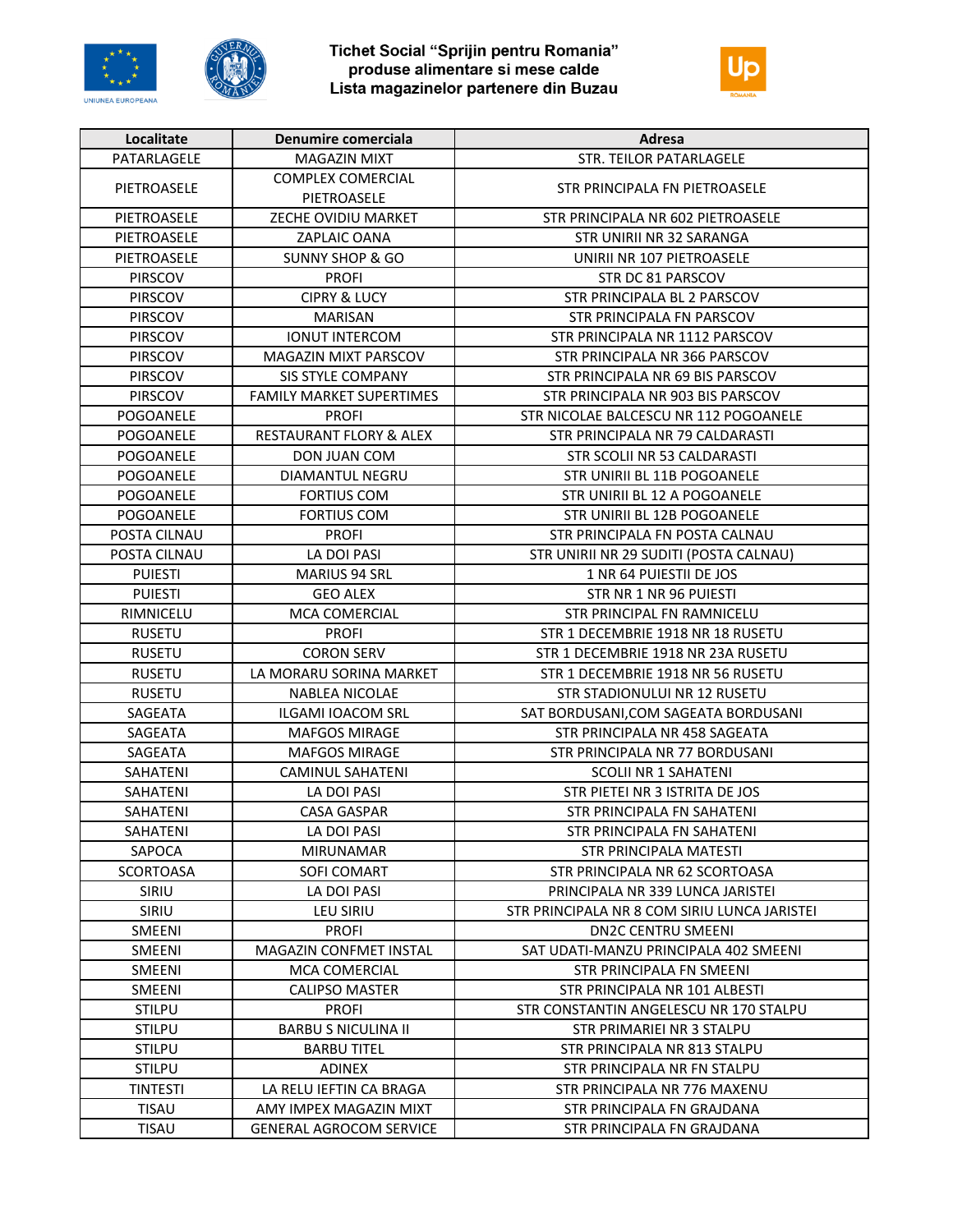**Tichet Social "Sprijin pentru Romania"**
**produse alimentare si mese calde**
**Lista magazinelor partenere din Buzau**

| Localitate | Denumire comerciala | Adresa |
|---|---|---|
| PATARLAGELE | MAGAZIN MIXT | STR. TEILOR PATARLAGELE |
| PIETROASELE | COMPLEX COMERCIAL PIETROASELE | STR PRINCIPALA FN PIETROASELE |
| PIETROASELE | ZECHE OVIDIU MARKET | STR PRINCIPALA NR 602 PIETROASELE |
| PIETROASELE | ZAPLAIC OANA | STR UNIRII NR 32 SARANGA |
| PIETROASELE | SUNNY SHOP & GO | UNIRII NR 107 PIETROASELE |
| PIRSCOV | PROFI | STR DC 81 PARSCOV |
| PIRSCOV | CIPRY & LUCY | STR PRINCIPALA BL 2 PARSCOV |
| PIRSCOV | MARISAN | STR PRINCIPALA FN PARSCOV |
| PIRSCOV | IONUT INTERCOM | STR PRINCIPALA NR 1112 PARSCOV |
| PIRSCOV | MAGAZIN MIXT PARSCOV | STR PRINCIPALA NR 366 PARSCOV |
| PIRSCOV | SIS STYLE COMPANY | STR PRINCIPALA NR 69 BIS PARSCOV |
| PIRSCOV | FAMILY MARKET SUPERTIMES | STR PRINCIPALA NR 903 BIS PARSCOV |
| POGOANELE | PROFI | STR NICOLAE BALCESCU NR 112 POGOANELE |
| POGOANELE | RESTAURANT FLORY & ALEX | STR PRINCIPALA NR 79 CALDARASTI |
| POGOANELE | DON JUAN COM | STR SCOLII NR 53 CALDARASTI |
| POGOANELE | DIAMANTUL NEGRU | STR UNIRII BL 11B POGOANELE |
| POGOANELE | FORTIUS COM | STR UNIRII BL 12 A POGOANELE |
| POGOANELE | FORTIUS COM | STR UNIRII BL 12B POGOANELE |
| POSTA CILNAU | PROFI | STR PRINCIPALA FN POSTA CALNAU |
| POSTA CILNAU | LA DOI PASI | STR UNIRII NR 29 SUDITI (POSTA CALNAU) |
| PUIESTI | MARIUS 94 SRL | 1 NR 64 PUIESTII DE JOS |
| PUIESTI | GEO ALEX | STR NR 1 NR 96 PUIESTI |
| RIMNICELU | MCA COMERCIAL | STR PRINCIPAL FN RAMNICELU |
| RUSETU | PROFI | STR 1 DECEMBRIE 1918 NR 18 RUSETU |
| RUSETU | CORON SERV | STR 1 DECEMBRIE 1918 NR 23A RUSETU |
| RUSETU | LA MORARU SORINA MARKET | STR 1 DECEMBRIE 1918 NR 56 RUSETU |
| RUSETU | NABLEA NICOLAE | STR STADIONULUI NR 12 RUSETU |
| SAGEATA | ILGAMI IOACOM SRL | SAT BORDUSANI,COM SAGEATA BORDUSANI |
| SAGEATA | MAFGOS MIRAGE | STR PRINCIPALA NR 458 SAGEATA |
| SAGEATA | MAFGOS MIRAGE | STR PRINCIPALA NR 77 BORDUSANI |
| SAHATENI | CAMINUL SAHATENI | SCOLII NR 1 SAHATENI |
| SAHATENI | LA DOI PASI | STR PIETEI NR 3 ISTRITA DE JOS |
| SAHATENI | CASA GASPAR | STR PRINCIPALA FN SAHATENI |
| SAHATENI | LA DOI PASI | STR PRINCIPALA FN SAHATENI |
| SAPOCA | MIRUNAMAR | STR PRINCIPALA MATESTI |
| SCORTOASA | SOFI COMART | STR PRINCIPALA NR 62 SCORTOASA |
| SIRIU | LA DOI PASI | PRINCIPALA NR 339 LUNCA JARISTEI |
| SIRIU | LEU SIRIU | STR PRINCIPALA NR 8 COM SIRIU LUNCA JARISTEI |
| SMEENI | PROFI | DN2C CENTRU SMEENI |
| SMEENI | MAGAZIN CONFMET INSTAL | SAT UDATI-MANZU PRINCIPALA 402 SMEENI |
| SMEENI | MCA COMERCIAL | STR PRINCIPALA FN SMEENI |
| SMEENI | CALIPSO MASTER | STR PRINCIPALA NR 101 ALBESTI |
| STILPU | PROFI | STR CONSTANTIN ANGELESCU NR 170 STALPU |
| STILPU | BARBU S NICULINA II | STR PRIMARIEI NR 3 STALPU |
| STILPU | BARBU TITEL | STR PRINCIPALA NR 813 STALPU |
| STILPU | ADINEX | STR PRINCIPALA NR FN STALPU |
| TINTESTI | LA RELU IEFTIN CA BRAGA | STR PRINCIPALA NR 776 MAXENU |
| TISAU | AMY IMPEX MAGAZIN MIXT | STR PRINCIPALA FN GRAJDANA |
| TISAU | GENERAL AGROCOM SERVICE | STR PRINCIPALA FN GRAJDANA |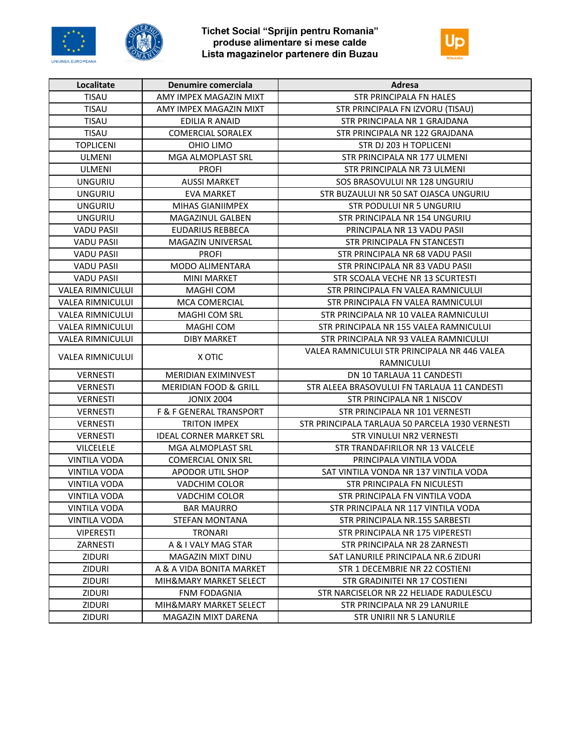**Tichet Social "Sprijin pentru Romania"**
**produse alimentare si mese calde**
**Lista magazinelor partenere din Buzau**

| Localitate | Denumire comerciala | Adresa |
|---|---|---|
| TISAU | AMY IMPEX MAGAZIN MIXT | STR PRINCIPALA FN HALES |
| TISAU | AMY IMPEX MAGAZIN MIXT | STR PRINCIPALA FN IZVORU (TISAU) |
| TISAU | EDILIA R ANAID | STR PRINCIPALA NR 1 GRAJDANA |
| TISAU | COMERCIAL SORALEX | STR PRINCIPALA NR 122 GRAJDANA |
| TOPLICENI | OHIO LIMO | STR DJ 203 H TOPLICENI |
| ULMENI | MGA ALMOPLAST SRL | STR PRINCIPALA NR 177 ULMENI |
| ULMENI | PROFI | STR PRINCIPALA NR 73 ULMENI |
| UNGURIU | AUSSI MARKET | SOS BRASOVULUI NR 128 UNGURIU |
| UNGURIU | EVA MARKET | STR BUZAULUI NR 50 SAT OJASCA UNGURIU |
| UNGURIU | MIHAS GIANIIMPEX | STR PODULUI NR 5 UNGURIU |
| UNGURIU | MAGAZINUL GALBEN | STR PRINCIPALA NR 154 UNGURIU |
| VADU PASII | EUDARIUS REBBECA | PRINCIPALA NR 13 VADU PASII |
| VADU PASII | MAGAZIN UNIVERSAL | STR PRINCIPALA FN STANCESTI |
| VADU PASII | PROFI | STR PRINCIPALA NR 68 VADU PASII |
| VADU PASII | MODO ALIMENTARA | STR PRINCIPALA NR 83 VADU PASII |
| VADU PASII | MINI MARKET | STR SCOALA VECHE NR 13 SCURTESTI |
| VALEA RIMNICULUI | MAGHI COM | STR PRINCIPALA FN VALEA RAMNICULUI |
| VALEA RIMNICULUI | MCA COMERCIAL | STR PRINCIPALA FN VALEA RAMNICULUI |
| VALEA RIMNICULUI | MAGHI COM SRL | STR PRINCIPALA NR 10 VALEA RAMNICULUI |
| VALEA RIMNICULUI | MAGHI COM | STR PRINCIPALA NR 155 VALEA RAMNICULUI |
| VALEA RIMNICULUI | DIBY MARKET | STR PRINCIPALA NR 93 VALEA RAMNICULUI |
| VALEA RIMNICULUI | X OTIC | VALEA RAMNICULUI STR PRINCIPALA NR 446 VALEA RAMNICULUI |
| VERNESTI | MERIDIAN EXIMINVEST | DN 10 TARLAUA 11 CANDESTI |
| VERNESTI | MERIDIAN FOOD & GRILL | STR ALEEA BRASOVULUI FN TARLAUA 11 CANDESTI |
| VERNESTI | JONIX 2004 | STR PRINCIPALA NR 1 NISCOV |
| VERNESTI | F & F GENERAL TRANSPORT | STR PRINCIPALA NR 101 VERNESTI |
| VERNESTI | TRITON IMPEX | STR PRINCIPALA TARLAUA 50 PARCELA 1930 VERNESTI |
| VERNESTI | IDEAL CORNER MARKET SRL | STR VINULUI NR2 VERNESTI |
| VILCELELE | MGA ALMOPLAST SRL | STR TRANDAFIRILOR NR 13 VALCELE |
| VINTILA VODA | COMERCIAL ONIX SRL | PRINCIPALA VINTILA VODA |
| VINTILA VODA | APODOR UTIL SHOP | SAT VINTILA VONDA NR 137 VINTILA VODA |
| VINTILA VODA | VADCHIM COLOR | STR PRINCIPALA FN NICULESTI |
| VINTILA VODA | VADCHIM COLOR | STR PRINCIPALA FN VINTILA VODA |
| VINTILA VODA | BAR MAURRO | STR PRINCIPALA NR 117 VINTILA VODA |
| VINTILA VODA | STEFAN MONTANA | STR PRINCIPALA NR.155 SARBESTI |
| VIPERESTI | TRONARI | STR PRINCIPALA NR 175 VIPERESTI |
| ZARNESTI | A & I VALY MAG STAR | STR PRINCIPALA NR 28 ZARNESTI |
| ZIDURI | MAGAZIN MIXT DINU | SAT LANURILE PRINCIPALA NR.6 ZIDURI |
| ZIDURI | A & A VIDA BONITA MARKET | STR 1 DECEMBRIE NR 22 COSTIENI |
| ZIDURI | MIH&MARY MARKET SELECT | STR GRADINITEI NR 17 COSTIENI |
| ZIDURI | FNM FODAGNIA | STR NARCISELOR NR 22 HELIADE RADULESCU |
| ZIDURI | MIH&MARY MARKET SELECT | STR PRINCIPALA NR 29 LANURILE |
| ZIDURI | MAGAZIN MIXT DARENA | STR UNIRII NR 5 LANURILE |